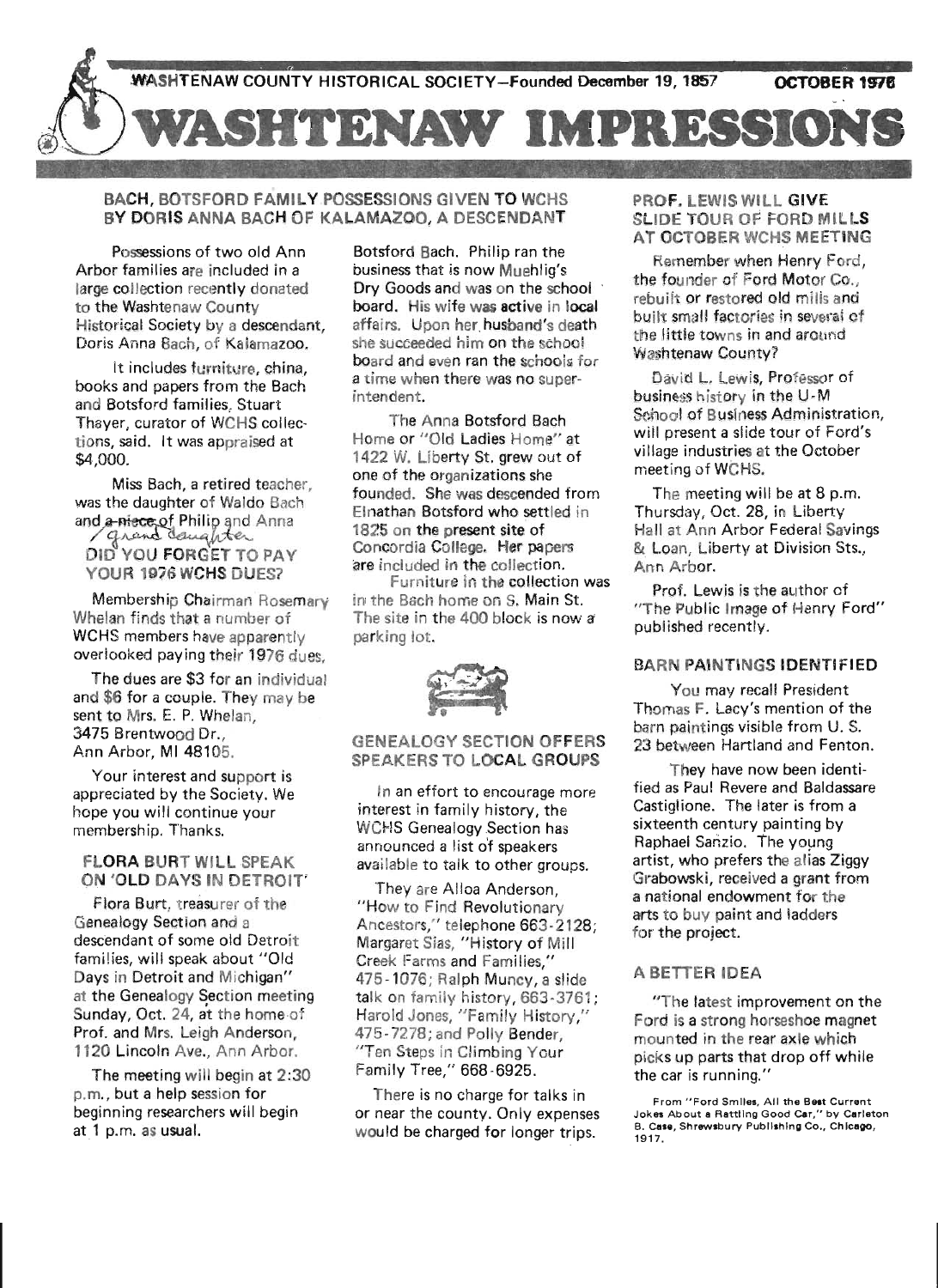WASHTENAW COUNTY HISTORICAL SOCIETY—Founded December 19, 1857 OCTOBER 1976

# WASHTENAW IMPRESSIONS

## BACH, BOTSFORD FAMILY POSSESSIONS GIVEN TO WCHS BY DORIS ANNA BACH OF KALAMAZOO, A DESCENDANT

Possessions of two old Ann Arbor families are included in a large collection recently donated to the Washtenaw County Historical Society by a descendant, Doris Anna Bach, of Kalamazoo.

It includes furniture, china, books and papers from the Bach and Botsford families, Stuart Thayer, curator of WCHS collections, said. It was appraised at $4,000.

Miss Bach, a retired teacher, was the daughter of Waldo Bach and ~~a niece of~~ grand daughter of Philip and Anna Botsford Bach. Philip ran the business that is now Muehlig's Dry Goods and was on the school board. His wife was active in local affairs. Upon her husband's death she succeeded him on the school board and even ran the schools for a time when there was no superintendent.

The Anna Botsford Bach Home or "Old Ladies Home" at 1422 W. Liberty St. grew out of one of the organizations she founded. She was descended from Elnathan Botsford who settled in 1825 on the present site of Concordia College. Her papers are included in the collection.

Furniture in the collection was in the Bach home on S. Main St. The site in the 400 block is now a parking lot.

## DID YOU FORGET TO PAY YOUR 1976 WCHS DUES?

Membership Chairman Rosemary Whelan finds that a number of WCHS members have apparently overlooked paying their 1976 dues.

The dues are $3 for an individual and $6 for a couple. They may be sent to Mrs. E. P. Whelan, 3475 Brentwood Dr., Ann Arbor, MI 48105.

Your interest and support is appreciated by the Society. We hope you will continue your membership. Thanks.

## FLORA BURT WILL SPEAK ON 'OLD DAYS IN DETROIT'

Flora Burt, treasurer of the Genealogy Section and a descendant of some old Detroit families, will speak about "Old Days in Detroit and Michigan" at the Genealogy Section meeting Sunday, Oct. 24, at the home of Prof. and Mrs. Leigh Anderson, 1120 Lincoln Ave., Ann Arbor.

The meeting will begin at 2:30 p.m., but a help session for beginning researchers will begin at 1 p.m. as usual.

## GENEALOGY SECTION OFFERS SPEAKERS TO LOCAL GROUPS

In an effort to encourage more interest in family history, the WCHS Genealogy Section has announced a list of speakers available to talk to other groups.

They are Alloa Anderson, "How to Find Revolutionary Ancestors," telephone 663-2128; Margaret Sias, "History of Mill Creek Farms and Families," 475-1076; Ralph Muncy, a slide talk on family history, 663-3761; Harold Jones, "Family History," 475-7278; and Polly Bender, "Ten Steps in Climbing Your Family Tree," 668-6925.

There is no charge for talks in or near the county. Only expenses would be charged for longer trips.

## PROF. LEWIS WILL GIVE SLIDE TOUR OF FORD MILLS AT OCTOBER WCHS MEETING

Remember when Henry Ford, the founder of Ford Motor Co., rebuilt or restored old mills and built small factories in several of the little towns in and around Washtenaw County?

David L. Lewis, Professor of business history in the U-M School of Business Administration, will present a slide tour of Ford's village industries at the October meeting of WCHS.

The meeting will be at 8 p.m. Thursday, Oct. 28, in Liberty Hall at Ann Arbor Federal Savings & Loan, Liberty at Division Sts., Ann Arbor.

Prof. Lewis is the author of "The Public Image of Henry Ford" published recently.

## BARN PAINTINGS IDENTIFIED

You may recall President Thomas F. Lacy's mention of the barn paintings visible from U. S. 23 between Hartland and Fenton.

They have now been identified as Paul Revere and Baldassare Castiglione. The later is from a sixteenth century painting by Raphael Sanzio. The young artist, who prefers the alias Ziggy Grabowski, received a grant from a national endowment for the arts to buy paint and ladders for the project.

## A BETTER IDEA

"The latest improvement on the Ford is a strong horseshoe magnet mounted in the rear axle which picks up parts that drop off while the car is running."

From "Ford Smiles, All the Best Current Jokes About a Rattling Good Car," by Carleton B. Case, Shrewsbury Publishing Co., Chicago, 1917.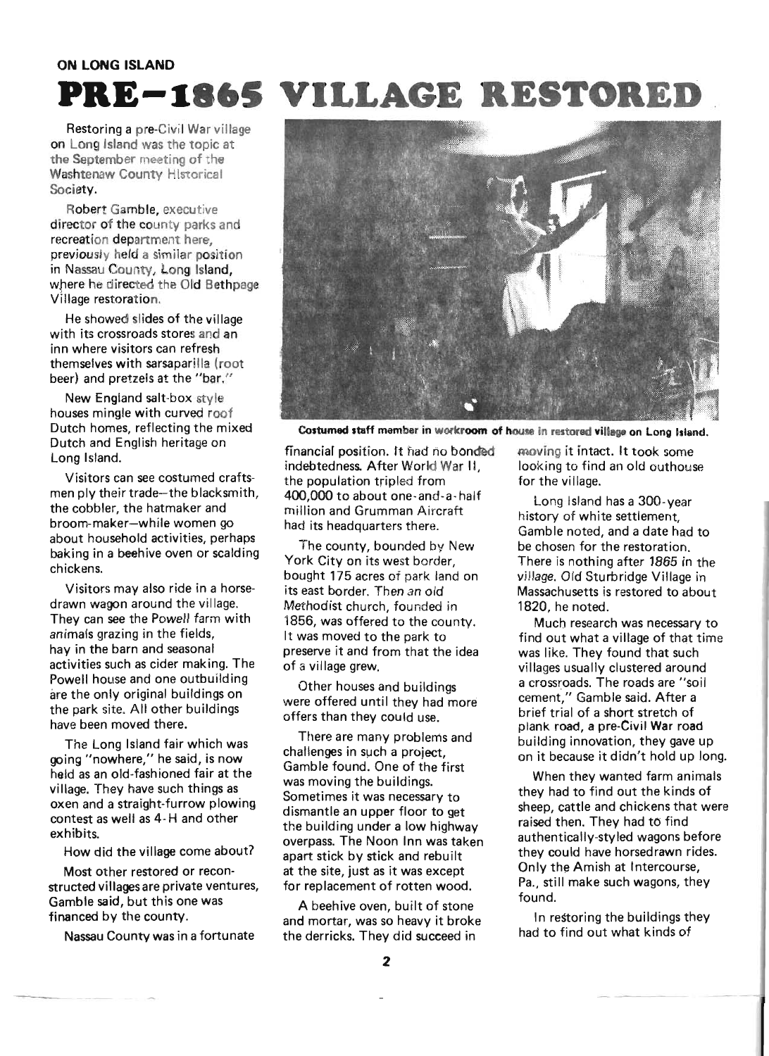**ON LONG ISLAND**

# PRE-1865 VILLAGE RESTORED

Restoring a pre-Civil War village on Long Island was the topic at the September meeting of the Washtenaw County Historical Society.

Robert Gamble, executive director of the county parks and recreation department here, previously held a similar position in Nassau County, Long Island, where he directed the Old Bethpage Village restoration.

He showed slides of the village with its crossroads stores and an inn where visitors can refresh themselves with sarsaparilla (root beer) and pretzels at the "bar."

New England salt-box style houses mingle with curved roof Dutch homes, reflecting the mixed Dutch and English heritage on Long Island.

Visitors can see costumed craftsmen ply their trade—the blacksmith, the cobbler, the hatmaker and broom-maker—while women go about household activities, perhaps baking in a beehive oven or scalding chickens.

Visitors may also ride in a horse-drawn wagon around the village. They can see the Powell farm with animals grazing in the fields, hay in the barn and seasonal activities such as cider making. The Powell house and one outbuilding are the only original buildings on the park site. All other buildings have been moved there.

The Long Island fair which was going "nowhere," he said, is now held as an old-fashioned fair at the village. They have such things as oxen and a straight-furrow plowing contest as well as 4-H and other exhibits.

How did the village come about?

Most other restored or reconstructed villages are private ventures, Gamble said, but this one was financed by the county.

Nassau County was in a fortunate financial position. It had no bonded indebtedness. After World War II, the population tripled from 400,000 to about one-and-a-half million and Grumman Aircraft had its headquarters there.

Costumed staff member in workroom of house in restored village on Long Island.

The county, bounded by New York City on its west border, bought 175 acres of park land on its east border. Then an old Methodist church, founded in 1856, was offered to the county. It was moved to the park to preserve it and from that the idea of a village grew.

Other houses and buildings were offered until they had more offers than they could use.

There are many problems and challenges in such a project, Gamble found. One of the first was moving the buildings. Sometimes it was necessary to dismantle an upper floor to get the building under a low highway overpass. The Noon Inn was taken apart stick by stick and rebuilt at the site, just as it was except for replacement of rotten wood.

A beehive oven, built of stone and mortar, was so heavy it broke the derricks. They did succeed in moving it intact. It took some looking to find an old outhouse for the village.

Long Island has a 300-year history of white settlement, Gamble noted, and a date had to be chosen for the restoration. There is nothing after 1865 in the village. Old Sturbridge Village in Massachusetts is restored to about 1820, he noted.

Much research was necessary to find out what a village of that time was like. They found that such villages usually clustered around a crossroads. The roads are "soil cement," Gamble said. After a brief trial of a short stretch of plank road, a pre-Civil War road building innovation, they gave up on it because it didn't hold up long.

When they wanted farm animals they had to find out the kinds of sheep, cattle and chickens that were raised then. They had to find authentically-styled wagons before they could have horsedrawn rides. Only the Amish at Intercourse, Pa., still make such wagons, they found.

In restoring the buildings they had to find out what kinds of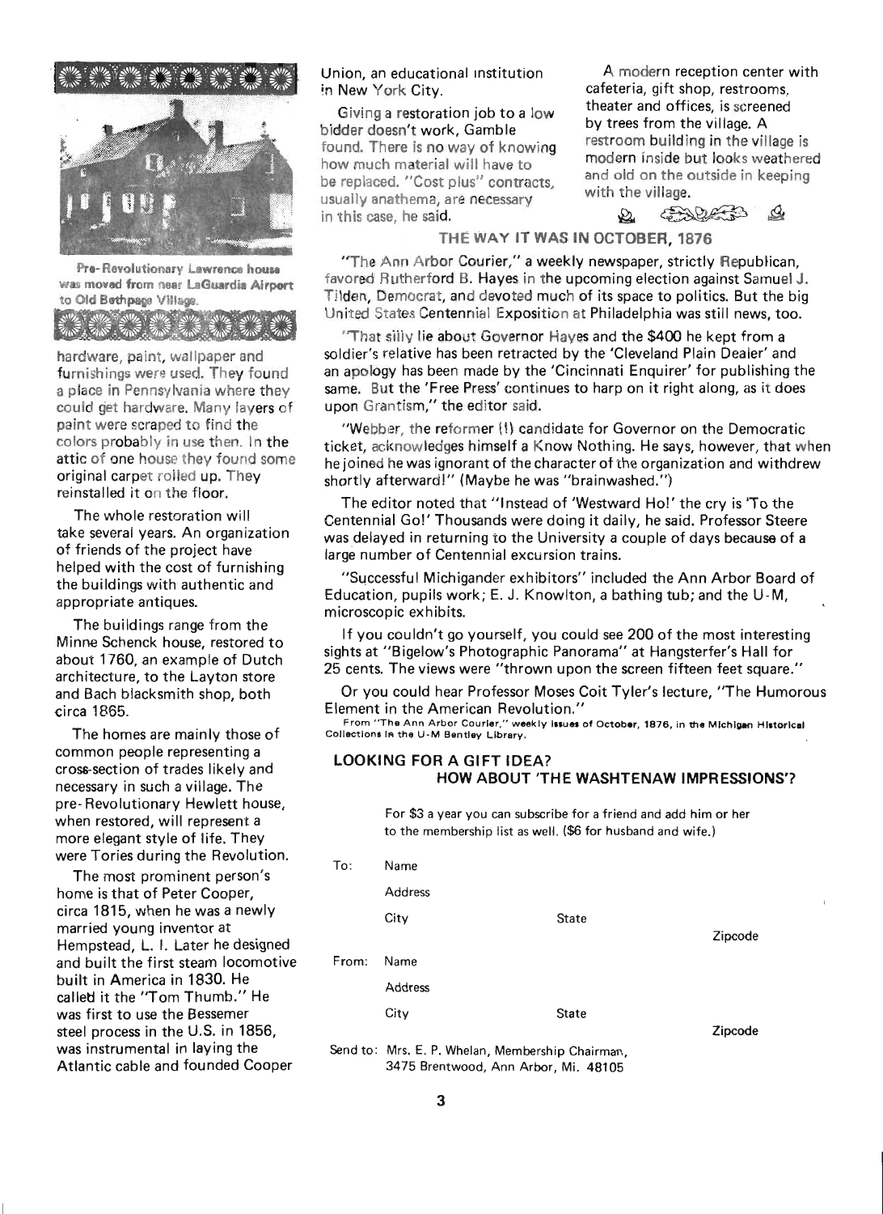Pre-Revolutionary Lawrence house was moved from near LaGuardia Airport to Old Bethpage Village.

hardware, paint, wallpaper and furnishings were used. They found a place in Pennsylvania where they could get hardware. Many layers of paint were scraped to find the colors probably in use then. In the attic of one house they found some original carpet rolled up. They reinstalled it on the floor.

The whole restoration will take several years. An organization of friends of the project have helped with the cost of furnishing the buildings with authentic and appropriate antiques.

The buildings range from the Minne Schenck house, restored to about 1760, an example of Dutch architecture, to the Layton store and Bach blacksmith shop, both circa 1865.

The homes are mainly those of common people representing a cross-section of trades likely and necessary in such a village. The pre-Revolutionary Hewlett house, when restored, will represent a more elegant style of life. They were Tories during the Revolution.

The most prominent person's home is that of Peter Cooper, circa 1815, when he was a newly married young inventor at Hempstead, L. I. Later he designed and built the first steam locomotive built in America in 1830. He called it the "Tom Thumb." He was first to use the Bessemer steel process in the U.S. in 1856, was instrumental in laying the Atlantic cable and founded Cooper Union, an educational institution in New York City.

Giving a restoration job to a low bidder doesn't work, Gamble found. There is no way of knowing how much material will have to be replaced. "Cost plus" contracts, usually anathema, are necessary in this case, he said.

A modern reception center with cafeteria, gift shop, restrooms, theater and offices, is screened by trees from the village. A restroom building in the village is modern inside but looks weathered and old on the outside in keeping with the village.

## THE WAY IT WAS IN OCTOBER, 1876

"The Ann Arbor Courier," a weekly newspaper, strictly Republican, favored Rutherford B. Hayes in the upcoming election against Samuel J. Tilden, Democrat, and devoted much of its space to politics. But the big United States Centennial Exposition at Philadelphia was still news, too.

"That silly lie about Governor Hayes and the $400 he kept from a soldier's relative has been retracted by the 'Cleveland Plain Dealer' and an apology has been made by the 'Cincinnati Enquirer' for publishing the same. But the 'Free Press' continues to harp on it right along, as it does upon Grantism," the editor said.

"Webber, the reformer (!) candidate for Governor on the Democratic ticket, acknowledges himself a Know Nothing. He says, however, that when he joined he was ignorant of the character of the organization and withdrew shortly afterward!" (Maybe he was "brainwashed.")

The editor noted that "Instead of 'Westward Ho!' the cry is 'To the Centennial Go!' Thousands were doing it daily, he said. Professor Steere was delayed in returning to the University a couple of days because of a large number of Centennial excursion trains.

"Successful Michigander exhibitors" included the Ann Arbor Board of Education, pupils work; E. J. Knowlton, a bathing tub; and the U-M, microscopic exhibits.

If you couldn't go yourself, you could see 200 of the most interesting sights at "Bigelow's Photographic Panorama" at Hangsterfer's Hall for 25 cents. The views were "thrown upon the screen fifteen feet square."

Or you could hear Professor Moses Coit Tyler's lecture, "The Humorous Element in the American Revolution."

From "The Ann Arbor Courier," weekly issues of October, 1876, in the Michigan Historical Collections in the U-M Bentley Library.

## LOOKING FOR A GIFT IDEA? HOW ABOUT 'THE WASHTENAW IMPRESSIONS'?

For $3 a year you can subscribe for a friend and add him or her to the membership list as well. ($6 for husband and wife.)

To: Name

Address

City State Zipcode

From: Name

Address

City State Zipcode

Send to: Mrs. E. P. Whelan, Membership Chairman, 3475 Brentwood, Ann Arbor, Mi. 48105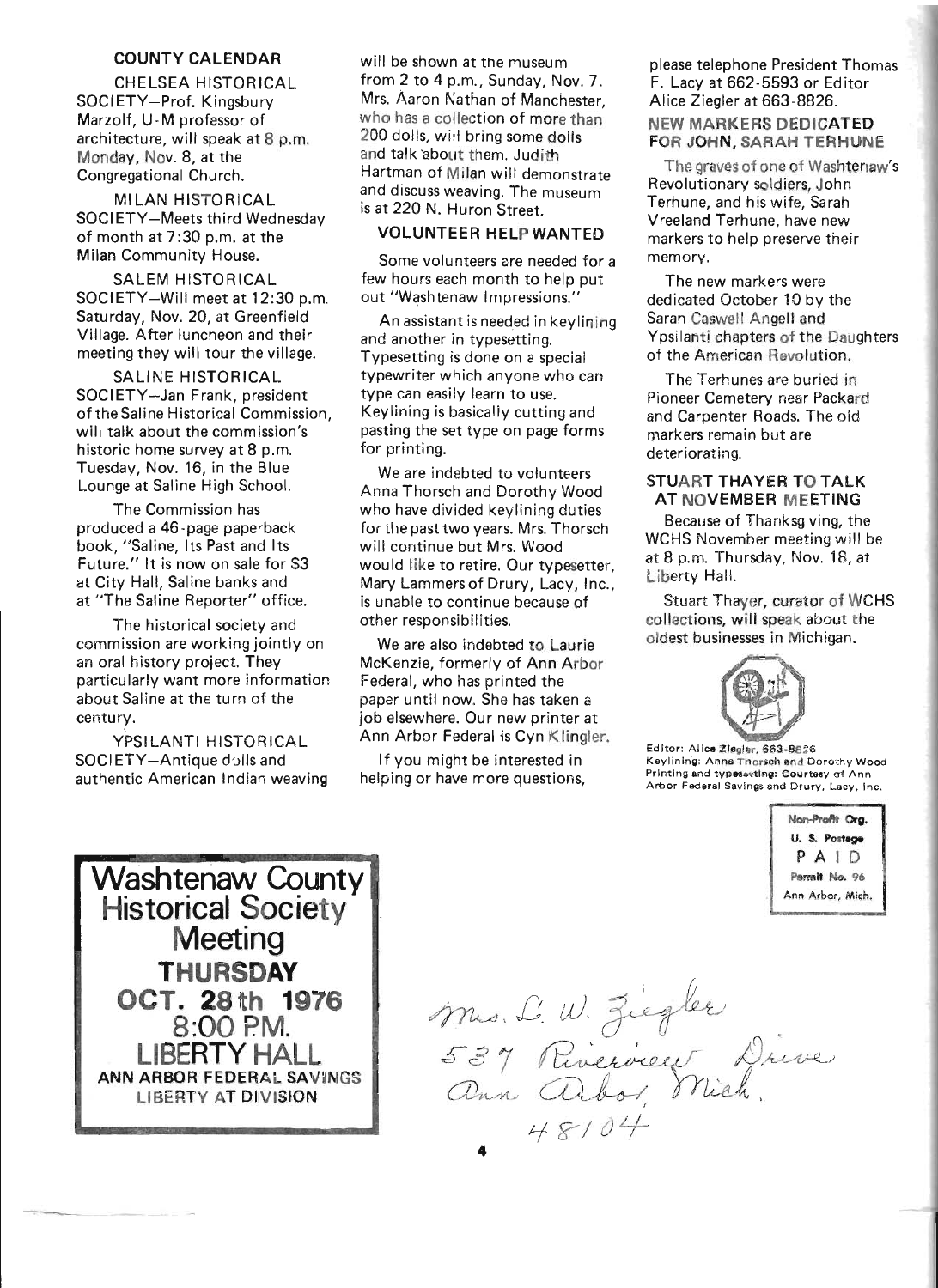## COUNTY CALENDAR

CHELSEA HISTORICAL SOCIETY—Prof. Kingsbury Marzolf, U-M professor of architecture, will speak at 8 p.m. Monday, Nov. 8, at the Congregational Church.

MILAN HISTORICAL SOCIETY—Meets third Wednesday of month at 7:30 p.m. at the Milan Community House.

SALEM HISTORICAL SOCIETY—Will meet at 12:30 p.m. Saturday, Nov. 20, at Greenfield Village. After luncheon and their meeting they will tour the village.

SALINE HISTORICAL SOCIETY—Jan Frank, president of the Saline Historical Commission, will talk about the commission's historic home survey at 8 p.m. Tuesday, Nov. 16, in the Blue Lounge at Saline High School.

The Commission has produced a 46-page paperback book, "Saline, Its Past and Its Future." It is now on sale for $3 at City Hall, Saline banks and at "The Saline Reporter" office.

The historical society and commission are working jointly on an oral history project. They particularly want more information about Saline at the turn of the century.

YPSILANTI HISTORICAL SOCIETY—Antique dolls and authentic American Indian weaving will be shown at the museum from 2 to 4 p.m., Sunday, Nov. 7. Mrs. Aaron Nathan of Manchester, who has a collection of more than 200 dolls, will bring some dolls and talk about them. Judith Hartman of Milan will demonstrate and discuss weaving. The museum is at 220 N. Huron Street.

## VOLUNTEER HELP WANTED

Some volunteers are needed for a few hours each month to help put out "Washtenaw Impressions."

An assistant is needed in keylining and another in typesetting. Typesetting is done on a special typewriter which anyone who can type can easily learn to use. Keylining is basically cutting and pasting the set type on page forms for printing.

We are indebted to volunteers Anna Thorsch and Dorothy Wood who have divided keylining duties for the past two years. Mrs. Thorsch will continue but Mrs. Wood would like to retire. Our typesetter, Mary Lammers of Drury, Lacy, Inc., is unable to continue because of other responsibilities.

We are also indebted to Laurie McKenzie, formerly of Ann Arbor Federal, who has printed the paper until now. She has taken a job elsewhere. Our new printer at Ann Arbor Federal is Cyn Klingler.

If you might be interested in helping or have more questions, please telephone President Thomas F. Lacy at 662-5593 or Editor Alice Ziegler at 663-8826.

## NEW MARKERS DEDICATED FOR JOHN, SARAH TERHUNE

The graves of one of Washtenaw's Revolutionary soldiers, John Terhune, and his wife, Sarah Vreeland Terhune, have new markers to help preserve their memory.

The new markers were dedicated October 10 by the Sarah Caswell Angell and Ypsilanti chapters of the Daughters of the American Revolution.

The Terhunes are buried in Pioneer Cemetery near Packard and Carpenter Roads. The old markers remain but are deteriorating.

## STUART THAYER TO TALK AT NOVEMBER MEETING

Because of Thanksgiving, the WCHS November meeting will be at 8 p.m. Thursday, Nov. 18, at Liberty Hall.

Stuart Thayer, curator of WCHS collections, will speak about the oldest businesses in Michigan.

Editor: Alice Ziegler, 663-8826
Keylining: Anna Thorsch and Dorothy Wood
Printing and typesetting: Courtesy of Ann Arbor Federal Savings and Drury, Lacy, Inc.

Non-Profit Org.
U. S. Postage
PAID
Permit No. 96
Ann Arbor, Mich.

**Washtenaw County Historical Society Meeting**
**THURSDAY**
**OCT. 28th 1976**
**8:00 P.M.**
**LIBERTY HALL**
**ANN ARBOR FEDERAL SAVINGS**
**LIBERTY AT DIVISION**

Mrs. L. W. Ziegler
537 Riverview Drive
Ann Arbor, Mich.
48104